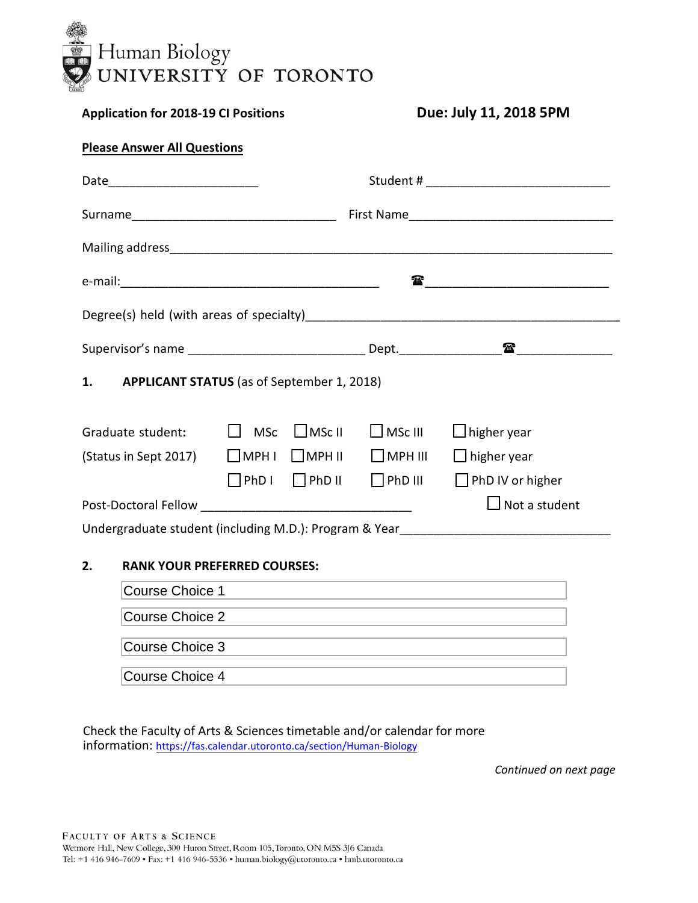Human Biology
UNIVERSITY OF TORONTO

**Application for 2018-19 CI Positions** **Due: July 11, 2018 5PM**

**Please Answer All Questions**

Date______________________ Student # ___________________________

Surname______________________________ First Name______________________________

Mailing address__________________________________________________________________

e-mail:_______________________________________ ☎ ___________________________

Degree(s) held (with areas of specialty)_______________________________________________

Supervisor's name __________________________ Dept.______________☎______________

**1. APPLICANT STATUS** (as of September 1, 2018)

Graduate student: ☐ MSc ☐ MSc II ☐ MSc III ☐ higher year

(Status in Sept 2017) ☐ MPH I ☐ MPH II ☐ MPH III ☐ higher year

☐ PhD I ☐ PhD II ☐ PhD III ☐ PhD IV or higher

Post-Doctoral Fellow ________________________________ ☐ Not a student

Undergraduate student (including M.D.): Program & Year______________________________

**2. RANK YOUR PREFERRED COURSES:**

Course Choice 1

Course Choice 2

Course Choice 3

Course Choice 4

Check the Faculty of Arts & Sciences timetable and/or calendar for more information: https://fas.calendar.utoronto.ca/section/Human-Biology

*Continued on next page*

FACULTY OF ARTS & SCIENCE
Wetmore Hall, New College, 300 Huron Street, Room 105, Toronto, ON M5S 3J6 Canada
Tel: +1 416 946-7609 • Fax: +1 416 946-5536 • human.biology@utoronto.ca • hmb.utoronto.ca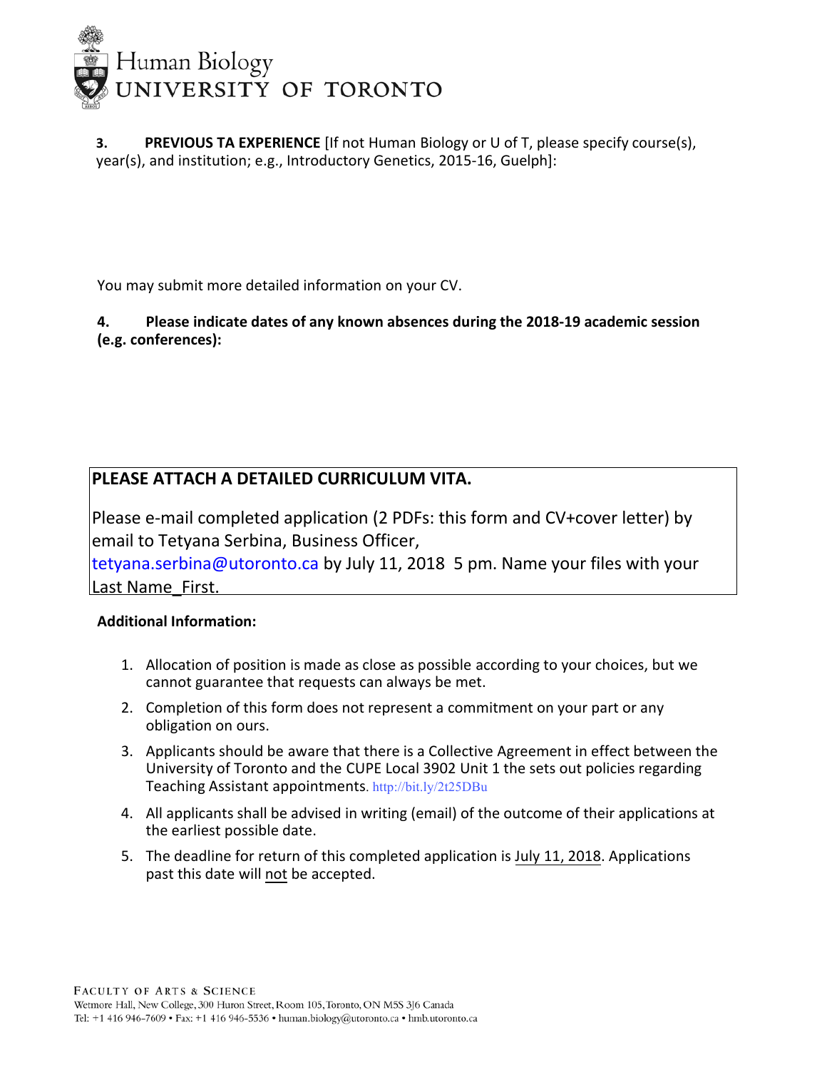Human Biology
UNIVERSITY OF TORONTO

**3. PREVIOUS TA EXPERIENCE** [If not Human Biology or U of T, please specify course(s), year(s), and institution; e.g., Introductory Genetics, 2015-16, Guelph]:

You may submit more detailed information on your CV.

**4. Please indicate dates of any known absences during the 2018-19 academic session (e.g. conferences):**

**PLEASE ATTACH A DETAILED CURRICULUM VITA.**

Please e-mail completed application (2 PDFs: this form and CV+cover letter) by email to Tetyana Serbina, Business Officer, tetyana.serbina@utoronto.ca by July 11, 2018 5 pm. Name your files with your Last Name_First.

**Additional Information:**

1. Allocation of position is made as close as possible according to your choices, but we cannot guarantee that requests can always be met.
2. Completion of this form does not represent a commitment on your part or any obligation on ours.
3. Applicants should be aware that there is a Collective Agreement in effect between the University of Toronto and the CUPE Local 3902 Unit 1 the sets out policies regarding Teaching Assistant appointments. http://bit.ly/2t25DBu
4. All applicants shall be advised in writing (email) of the outcome of their applications at the earliest possible date.
5. The deadline for return of this completed application is July 11, 2018. Applications past this date will not be accepted.

FACULTY OF ARTS & SCIENCE
Wetmore Hall, New College, 300 Huron Street, Room 105, Toronto, ON M5S 3J6 Canada
Tel: +1 416 946-7609 • Fax: +1 416 946-5536 • human.biology@utoronto.ca • hmb.utoronto.ca